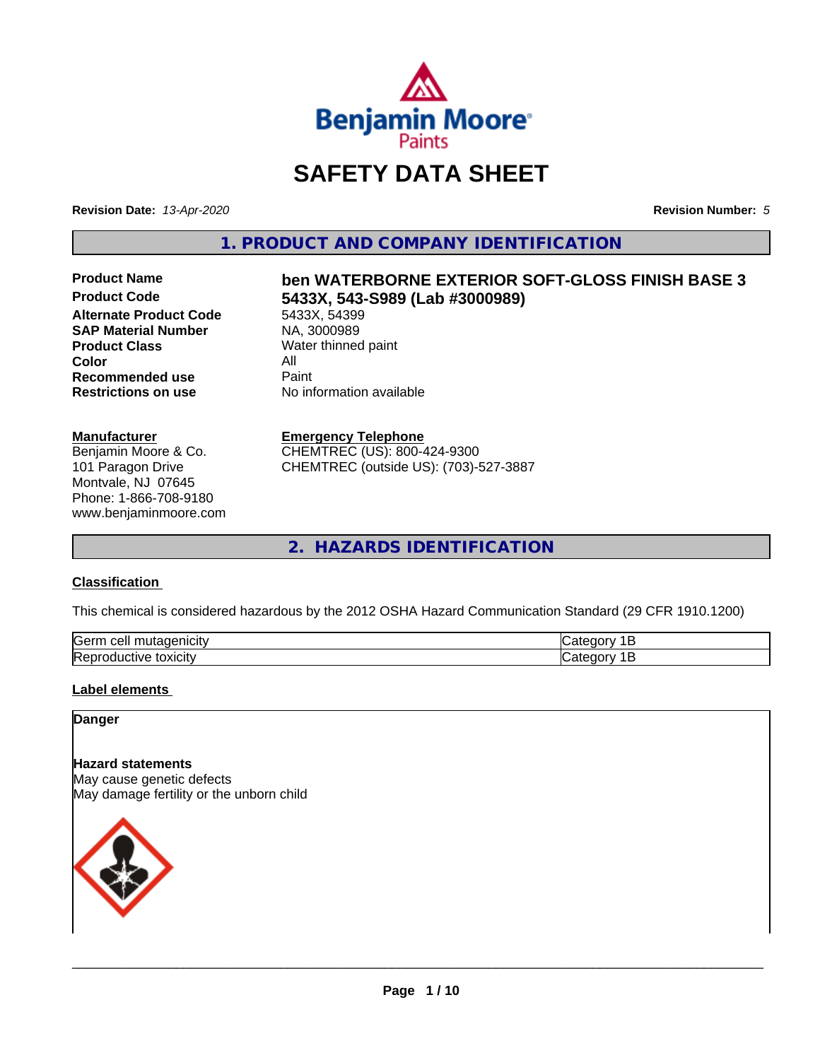# SAFETY DATA SHEET

**Revision Date:** *13-Apr-2020*

**Revision Number:** *5*

## 1. PRODUCT AND COMPANY IDENTIFICATION

**Product Name** **ben WATERBORNE EXTERIOR SOFT-GLOSS FINISH BASE 3**
**Product Code** **5433X, 543-S989 (Lab #3000989)**
**Alternate Product Code** 5433X, 54399
**SAP Material Number** NA, 3000989
**Product Class** Water thinned paint
**Color** All
**Recommended use** Paint
**Restrictions on use** No information available

**Manufacturer**
Benjamin Moore & Co.
101 Paragon Drive
Montvale, NJ 07645
Phone: 1-866-708-9180
www.benjaminmoore.com

**Emergency Telephone**
CHEMTREC (US): 800-424-9300
CHEMTREC (outside US): (703)-527-3887

## 2. HAZARDS IDENTIFICATION

**Classification**

This chemical is considered hazardous by the 2012 OSHA Hazard Communication Standard (29 CFR 1910.1200)

| | |
|---|---|
| Germ cell mutagenicity | Category 1B |
| Reproductive toxicity | Category 1B |

**Label elements**

**Danger**

**Hazard statements**
May cause genetic defects
May damage fertility or the unborn child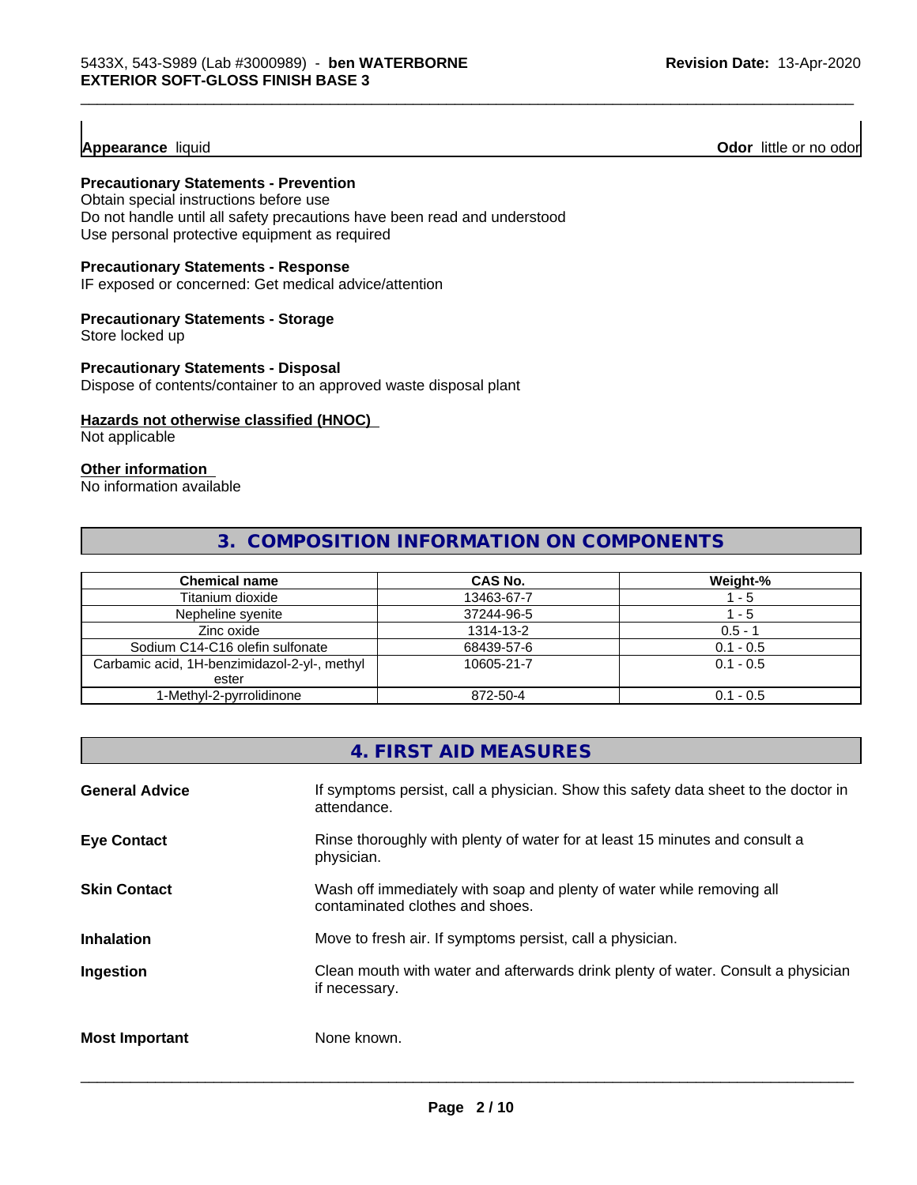**Appearance** liquid **Odor** little or no odor

**Precautionary Statements - Prevention**
Obtain special instructions before use
Do not handle until all safety precautions have been read and understood
Use personal protective equipment as required

**Precautionary Statements - Response**
IF exposed or concerned: Get medical advice/attention

**Precautionary Statements - Storage**
Store locked up

**Precautionary Statements - Disposal**
Dispose of contents/container to an approved waste disposal plant

**Hazards not otherwise classified (HNOC)**
Not applicable

**Other information**
No information available

## 3. COMPOSITION INFORMATION ON COMPONENTS

| Chemical name | CAS No. | Weight-% |
|---|---|---|
| Titanium dioxide | 13463-67-7 | 1 - 5 |
| Nepheline syenite | 37244-96-5 | 1 - 5 |
| Zinc oxide | 1314-13-2 | 0.5 - 1 |
| Sodium C14-C16 olefin sulfonate | 68439-57-6 | 0.1 - 0.5 |
| Carbamic acid, 1H-benzimidazol-2-yl-, methyl ester | 10605-21-7 | 0.1 - 0.5 |
| 1-Methyl-2-pyrrolidinone | 872-50-4 | 0.1 - 0.5 |

## 4. FIRST AID MEASURES

**General Advice** If symptoms persist, call a physician. Show this safety data sheet to the doctor in attendance.

**Eye Contact** Rinse thoroughly with plenty of water for at least 15 minutes and consult a physician.

**Skin Contact** Wash off immediately with soap and plenty of water while removing all contaminated clothes and shoes.

**Inhalation** Move to fresh air. If symptoms persist, call a physician.

**Ingestion** Clean mouth with water and afterwards drink plenty of water. Consult a physician if necessary.

**Most Important** None known.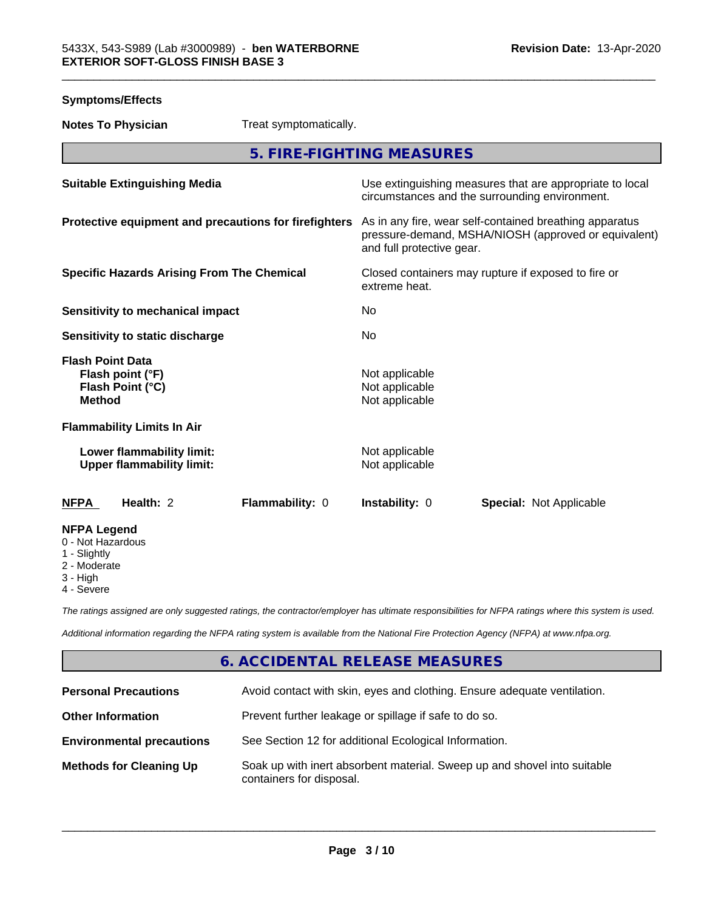**Symptoms/Effects**

**Notes To Physician** Treat symptomatically.

## 5. FIRE-FIGHTING MEASURES

| | |
|---|---|
| **Suitable Extinguishing Media** | Use extinguishing measures that are appropriate to local circumstances and the surrounding environment. |
| **Protective equipment and precautions for firefighters** | As in any fire, wear self-contained breathing apparatus pressure-demand, MSHA/NIOSH (approved or equivalent) and full protective gear. |
| **Specific Hazards Arising From The Chemical** | Closed containers may rupture if exposed to fire or extreme heat. |
| **Sensitivity to mechanical impact** | No |
| **Sensitivity to static discharge** | No |

**Flash Point Data**

| | |
|---|---|
| **Flash point (°F)** | Not applicable |
| **Flash Point (°C)** | Not applicable |
| **Method** | Not applicable |

**Flammability Limits In Air**

| | |
|---|---|
| **Lower flammability limit:** | Not applicable |
| **Upper flammability limit:** | Not applicable |

| **NFPA** | **Health:** 2 | **Flammability:** 0 | **Instability:** 0 | **Special:** Not Applicable |
|---|---|---|---|---|

**NFPA Legend**
- 0 - Not Hazardous
- 1 - Slightly
- 2 - Moderate
- 3 - High
- 4 - Severe

*The ratings assigned are only suggested ratings, the contractor/employer has ultimate responsibilities for NFPA ratings where this system is used.*

*Additional information regarding the NFPA rating system is available from the National Fire Protection Agency (NFPA) at www.nfpa.org.*

## 6. ACCIDENTAL RELEASE MEASURES

| | |
|---|---|
| **Personal Precautions** | Avoid contact with skin, eyes and clothing. Ensure adequate ventilation. |
| **Other Information** | Prevent further leakage or spillage if safe to do so. |
| **Environmental precautions** | See Section 12 for additional Ecological Information. |
| **Methods for Cleaning Up** | Soak up with inert absorbent material. Sweep up and shovel into suitable containers for disposal. |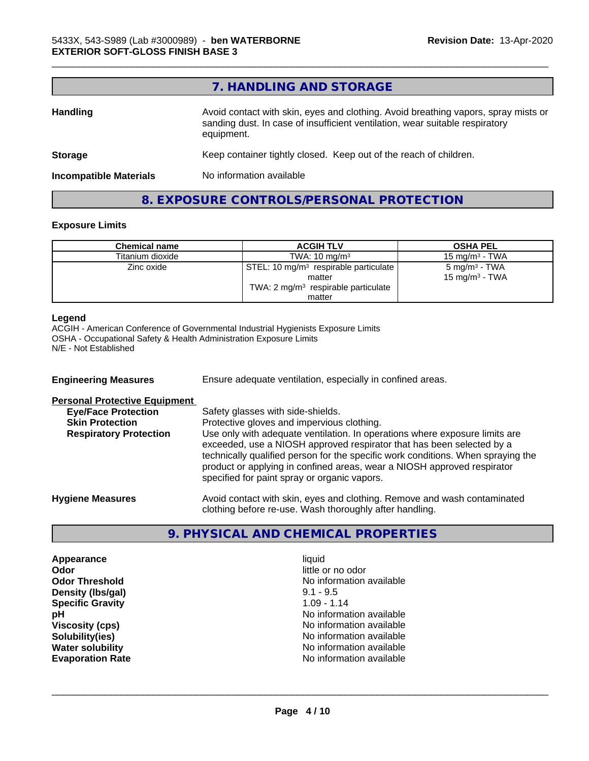## 7. HANDLING AND STORAGE

**Handling** Avoid contact with skin, eyes and clothing. Avoid breathing vapors, spray mists or sanding dust. In case of insufficient ventilation, wear suitable respiratory equipment.

**Storage** Keep container tightly closed. Keep out of the reach of children.

**Incompatible Materials** No information available

## 8. EXPOSURE CONTROLS/PERSONAL PROTECTION

### Exposure Limits

| Chemical name | ACGIH TLV | OSHA PEL |
|---|---|---|
| Titanium dioxide | TWA: 10 mg/m³ | 15 mg/m³ - TWA |
| Zinc oxide | STEL: 10 mg/m³ respirable particulate matter<br>TWA: 2 mg/m³ respirable particulate matter | 5 mg/m³ - TWA<br>15 mg/m³ - TWA |

**Legend**

ACGIH - American Conference of Governmental Industrial Hygienists Exposure Limits
OSHA - Occupational Safety & Health Administration Exposure Limits
N/E - Not Established

**Engineering Measures** Ensure adequate ventilation, especially in confined areas.

**Personal Protective Equipment**

**Eye/Face Protection** Safety glasses with side-shields.

**Skin Protection** Protective gloves and impervious clothing.

**Respiratory Protection** Use only with adequate ventilation. In operations where exposure limits are exceeded, use a NIOSH approved respirator that has been selected by a technically qualified person for the specific work conditions. When spraying the product or applying in confined areas, wear a NIOSH approved respirator specified for paint spray or organic vapors.

**Hygiene Measures** Avoid contact with skin, eyes and clothing. Remove and wash contaminated clothing before re-use. Wash thoroughly after handling.

## 9. PHYSICAL AND CHEMICAL PROPERTIES

| | |
|---|---|
| **Appearance** | liquid |
| **Odor** | little or no odor |
| **Odor Threshold** | No information available |
| **Density (lbs/gal)** | 9.1 - 9.5 |
| **Specific Gravity** | 1.09 - 1.14 |
| **pH** | No information available |
| **Viscosity (cps)** | No information available |
| **Solubility(ies)** | No information available |
| **Water solubility** | No information available |
| **Evaporation Rate** | No information available |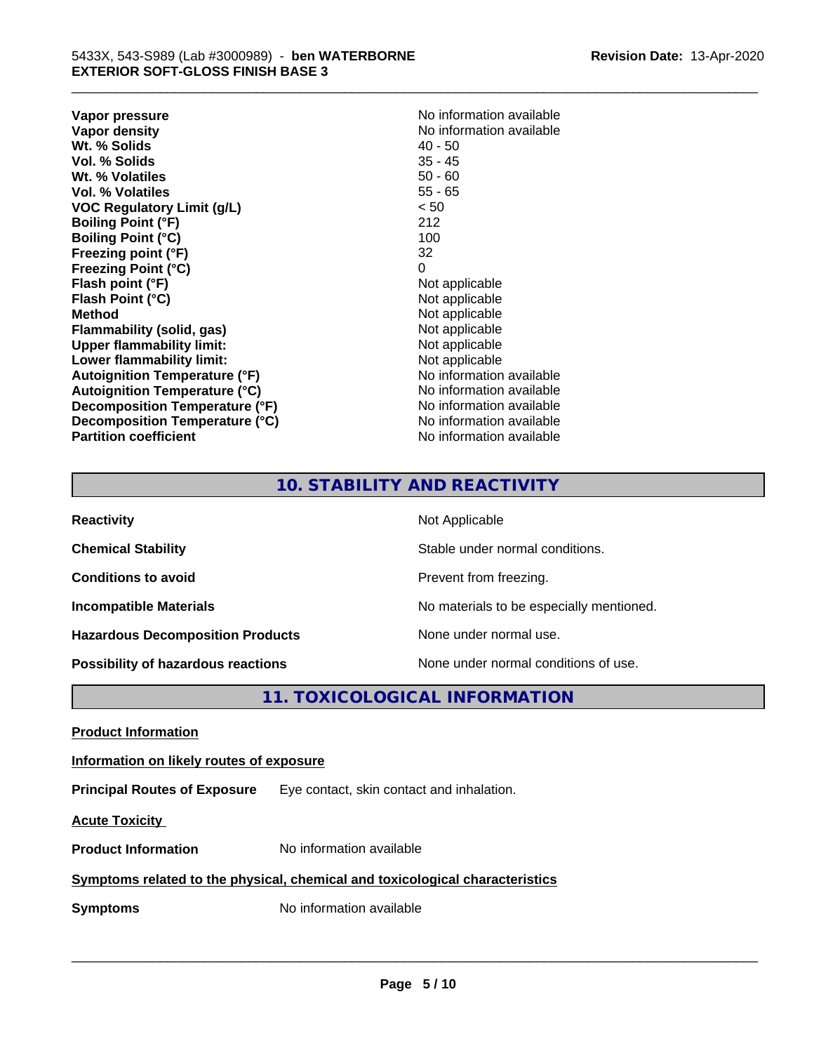| | |
|---|---|
| **Vapor pressure** | No information available |
| **Vapor density** | No information available |
| **Wt. % Solids** | 40 - 50 |
| **Vol. % Solids** | 35 - 45 |
| **Wt. % Volatiles** | 50 - 60 |
| **Vol. % Volatiles** | 55 - 65 |
| **VOC Regulatory Limit (g/L)** | < 50 |
| **Boiling Point (°F)** | 212 |
| **Boiling Point (°C)** | 100 |
| **Freezing point (°F)** | 32 |
| **Freezing Point (°C)** | 0 |
| **Flash point (°F)** | Not applicable |
| **Flash Point (°C)** | Not applicable |
| **Method** | Not applicable |
| **Flammability (solid, gas)** | Not applicable |
| **Upper flammability limit:** | Not applicable |
| **Lower flammability limit:** | Not applicable |
| **Autoignition Temperature (°F)** | No information available |
| **Autoignition Temperature (°C)** | No information available |
| **Decomposition Temperature (°F)** | No information available |
| **Decomposition Temperature (°C)** | No information available |
| **Partition coefficient** | No information available |

## 10. STABILITY AND REACTIVITY

| | |
|---|---|
| **Reactivity** | Not Applicable |
| **Chemical Stability** | Stable under normal conditions. |
| **Conditions to avoid** | Prevent from freezing. |
| **Incompatible Materials** | No materials to be especially mentioned. |
| **Hazardous Decomposition Products** | None under normal use. |
| **Possibility of hazardous reactions** | None under normal conditions of use. |

## 11. TOXICOLOGICAL INFORMATION

**Product Information**

**Information on likely routes of exposure**

**Principal Routes of Exposure** Eye contact, skin contact and inhalation.

**Acute Toxicity**

**Product Information** No information available

**Symptoms related to the physical, chemical and toxicological characteristics**

**Symptoms** No information available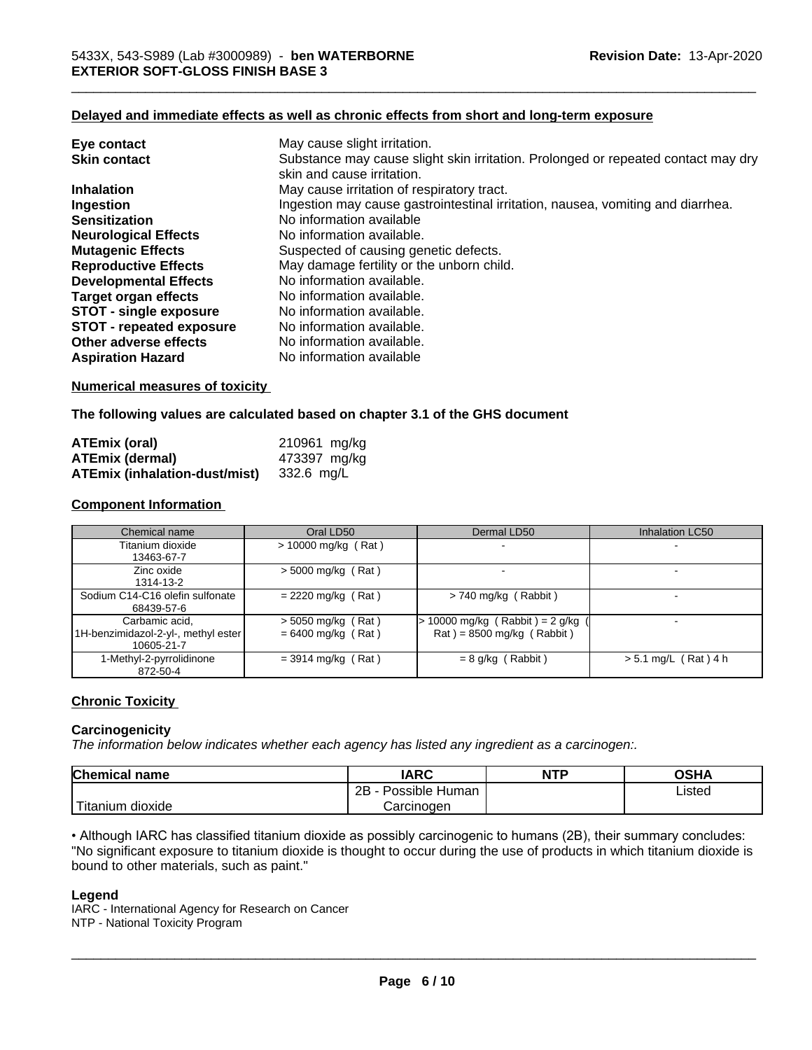**Delayed and immediate effects as well as chronic effects from short and long-term exposure**

| | |
|---|---|
| **Eye contact** | May cause slight irritation. |
| **Skin contact** | Substance may cause slight skin irritation. Prolonged or repeated contact may dry skin and cause irritation. |
| **Inhalation** | May cause irritation of respiratory tract. |
| **Ingestion** | Ingestion may cause gastrointestinal irritation, nausea, vomiting and diarrhea. |
| **Sensitization** | No information available |
| **Neurological Effects** | No information available. |
| **Mutagenic Effects** | Suspected of causing genetic defects. |
| **Reproductive Effects** | May damage fertility or the unborn child. |
| **Developmental Effects** | No information available. |
| **Target organ effects** | No information available. |
| **STOT - single exposure** | No information available. |
| **STOT - repeated exposure** | No information available. |
| **Other adverse effects** | No information available. |
| **Aspiration Hazard** | No information available |

**Numerical measures of toxicity**

**The following values are calculated based on chapter 3.1 of the GHS document**

| | |
|---|---|
| **ATEmix (oral)** | 210961 mg/kg |
| **ATEmix (dermal)** | 473397 mg/kg |
| **ATEmix (inhalation-dust/mist)** | 332.6 mg/L |

**Component Information**

| Chemical name | Oral LD50 | Dermal LD50 | Inhalation LC50 |
|---|---|---|---|
| Titanium dioxide 13463-67-7 | > 10000 mg/kg ( Rat ) | - | - |
| Zinc oxide 1314-13-2 | > 5000 mg/kg ( Rat ) | - | - |
| Sodium C14-C16 olefin sulfonate 68439-57-6 | = 2220 mg/kg ( Rat ) | > 740 mg/kg ( Rabbit ) | - |
| Carbamic acid, 1H-benzimidazol-2-yl-, methyl ester 10605-21-7 | > 5050 mg/kg ( Rat ) = 6400 mg/kg ( Rat ) | > 10000 mg/kg ( Rabbit ) = 2 g/kg ( Rat ) = 8500 mg/kg ( Rabbit ) | - |
| 1-Methyl-2-pyrrolidinone 872-50-4 | = 3914 mg/kg ( Rat ) | = 8 g/kg ( Rabbit ) | > 5.1 mg/L ( Rat ) 4 h |

**Chronic Toxicity**

**Carcinogenicity**

*The information below indicates whether each agency has listed any ingredient as a carcinogen:.*

| Chemical name | IARC | NTP | OSHA |
|---|---|---|---|
| Titanium dioxide | 2B - Possible Human Carcinogen | | Listed |

• Although IARC has classified titanium dioxide as possibly carcinogenic to humans (2B), their summary concludes: "No significant exposure to titanium dioxide is thought to occur during the use of products in which titanium dioxide is bound to other materials, such as paint."

**Legend**

IARC - International Agency for Research on Cancer
NTP - National Toxicity Program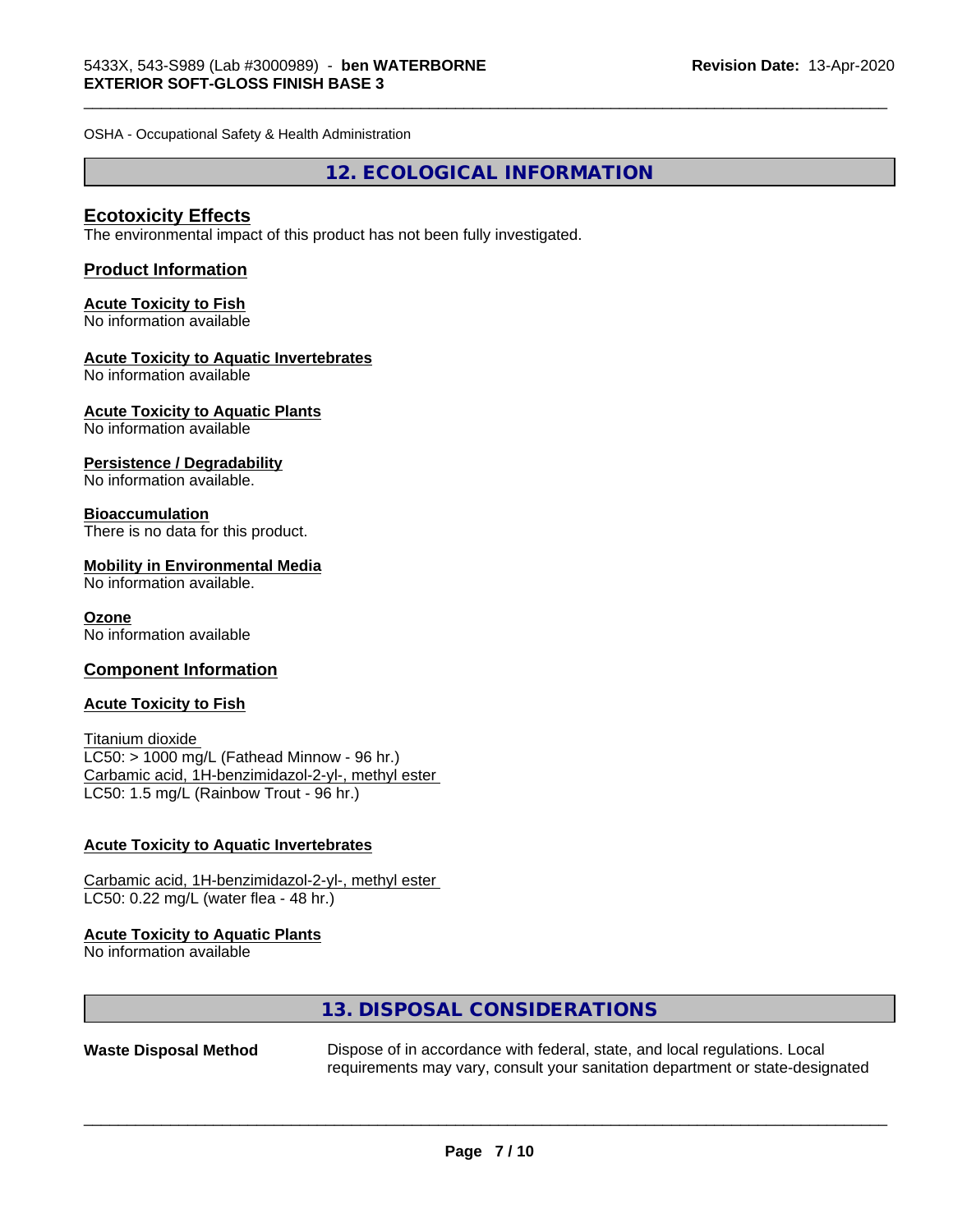OSHA - Occupational Safety & Health Administration

## 12. ECOLOGICAL INFORMATION

### Ecotoxicity Effects

The environmental impact of this product has not been fully investigated.

### Product Information

**Acute Toxicity to Fish**
No information available

**Acute Toxicity to Aquatic Invertebrates**
No information available

**Acute Toxicity to Aquatic Plants**
No information available

**Persistence / Degradability**
No information available.

**Bioaccumulation**
There is no data for this product.

**Mobility in Environmental Media**
No information available.

**Ozone**
No information available

### Component Information

**Acute Toxicity to Fish**

Titanium dioxide
LC50: > 1000 mg/L (Fathead Minnow - 96 hr.)
Carbamic acid, 1H-benzimidazol-2-yl-, methyl ester
LC50: 1.5 mg/L (Rainbow Trout - 96 hr.)

**Acute Toxicity to Aquatic Invertebrates**

Carbamic acid, 1H-benzimidazol-2-yl-, methyl ester
LC50: 0.22 mg/L (water flea - 48 hr.)

**Acute Toxicity to Aquatic Plants**
No information available

## 13. DISPOSAL CONSIDERATIONS

**Waste Disposal Method** Dispose of in accordance with federal, state, and local regulations. Local requirements may vary, consult your sanitation department or state-designated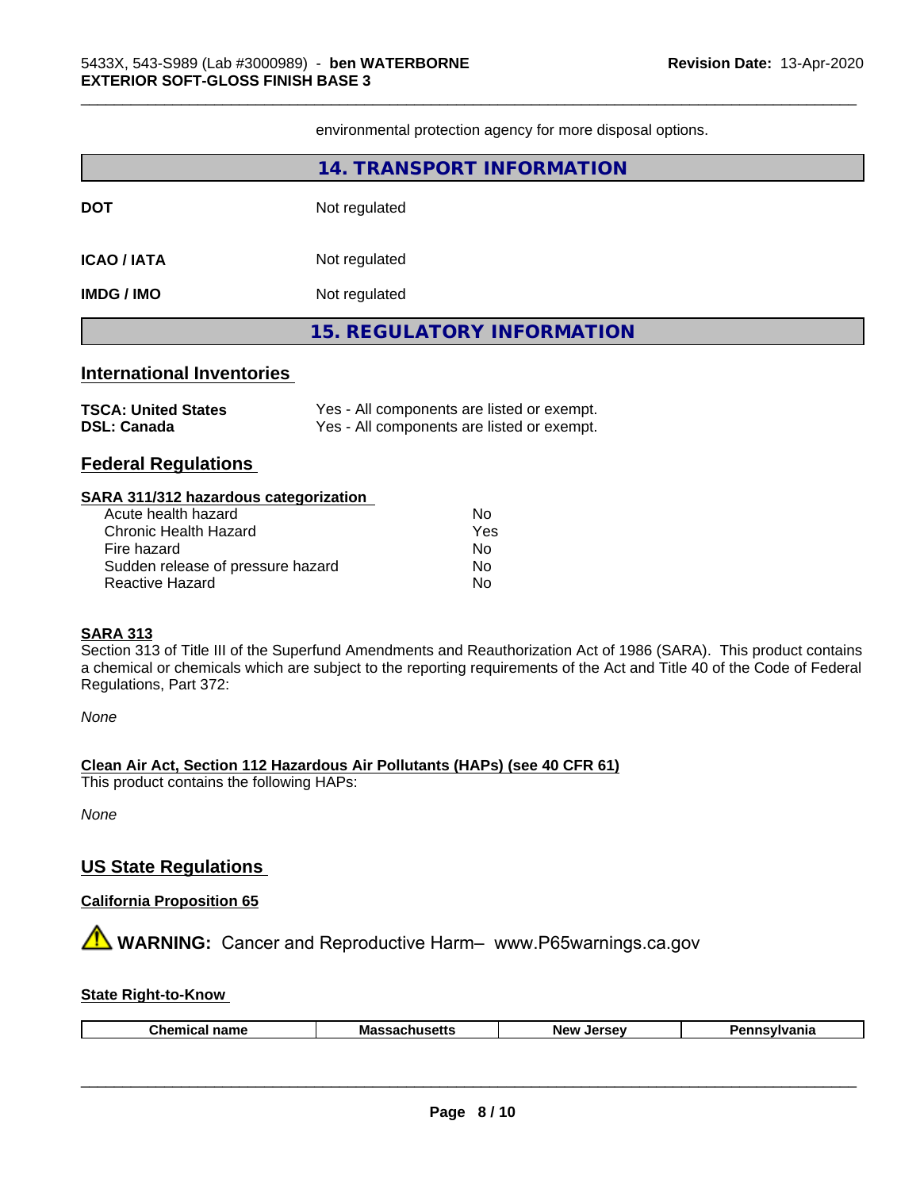environmental protection agency for more disposal options.

## 14. TRANSPORT INFORMATION

**DOT** Not regulated

**ICAO / IATA** Not regulated

**IMDG / IMO** Not regulated

## 15. REGULATORY INFORMATION

### International Inventories

**TSCA: United States** Yes - All components are listed or exempt.
**DSL: Canada** Yes - All components are listed or exempt.

### Federal Regulations

**SARA 311/312 hazardous categorization**

| | |
|---|---|
| Acute health hazard | No |
| Chronic Health Hazard | Yes |
| Fire hazard | No |
| Sudden release of pressure hazard | No |
| Reactive Hazard | No |

**SARA 313**

Section 313 of Title III of the Superfund Amendments and Reauthorization Act of 1986 (SARA). This product contains a chemical or chemicals which are subject to the reporting requirements of the Act and Title 40 of the Code of Federal Regulations, Part 372:

*None*

**Clean Air Act, Section 112 Hazardous Air Pollutants (HAPs) (see 40 CFR 61)**

This product contains the following HAPs:

*None*

### US State Regulations

**California Proposition 65**

⚠ **WARNING:** Cancer and Reproductive Harm– www.P65warnings.ca.gov

**State Right-to-Know**

| Chemical name | Massachusetts | New Jersey | Pennsylvania |
|---|---|---|---|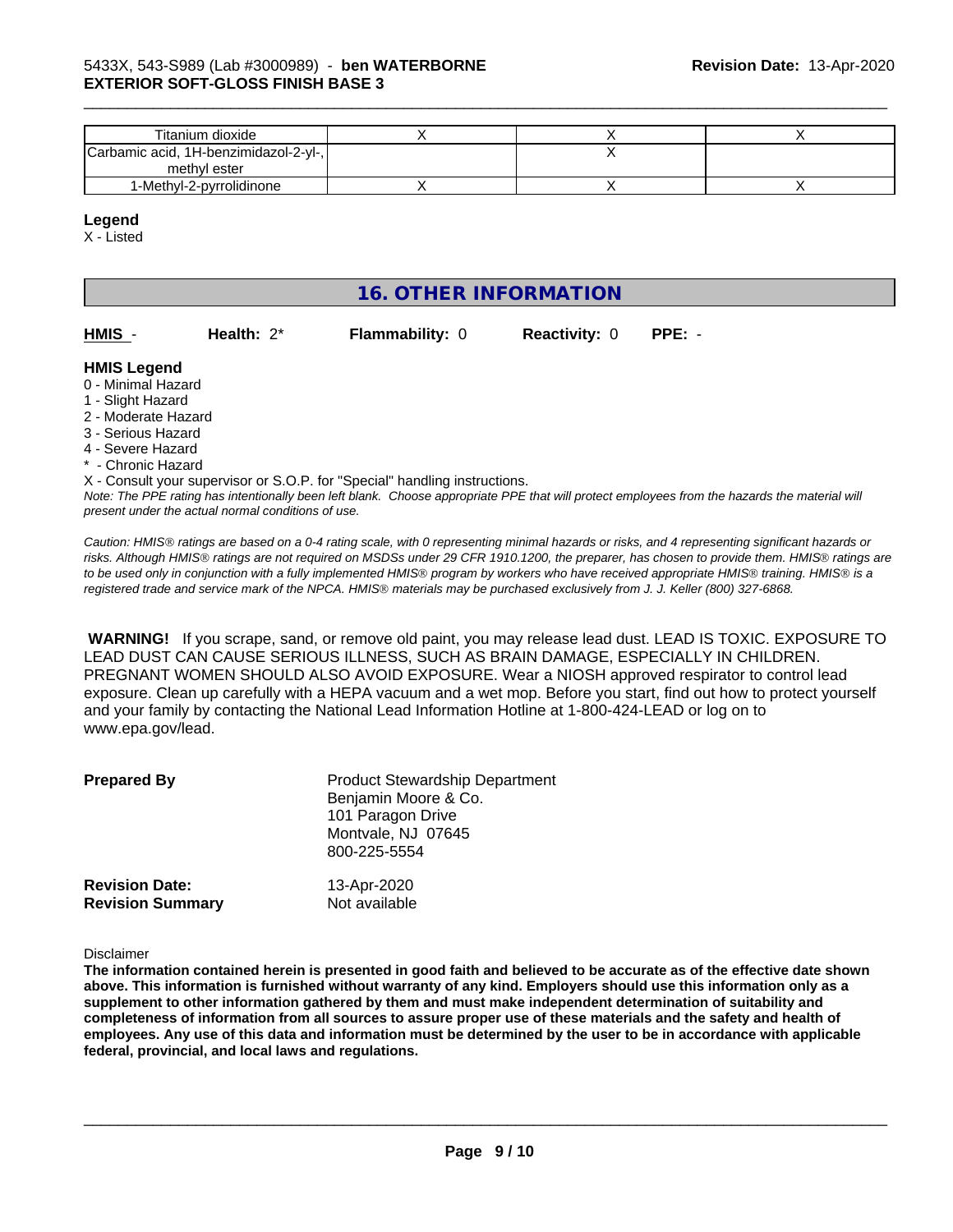| Titanium dioxide | X | X | X |
|---|---|---|---|
| Carbamic acid, 1H-benzimidazol-2-yl-, methyl ester | | X | |
| 1-Methyl-2-pyrrolidinone | X | X | X |

**Legend**

X - Listed

## 16. OTHER INFORMATION

**HMIS** - **Health:** 2* **Flammability:** 0 **Reactivity:** 0 **PPE:** -

**HMIS Legend**

0 - Minimal Hazard
1 - Slight Hazard
2 - Moderate Hazard
3 - Serious Hazard
4 - Severe Hazard
* - Chronic Hazard
X - Consult your supervisor or S.O.P. for "Special" handling instructions.

*Note: The PPE rating has intentionally been left blank. Choose appropriate PPE that will protect employees from the hazards the material will present under the actual normal conditions of use.*

*Caution: HMIS® ratings are based on a 0-4 rating scale, with 0 representing minimal hazards or risks, and 4 representing significant hazards or risks. Although HMIS® ratings are not required on MSDSs under 29 CFR 1910.1200, the preparer, has chosen to provide them. HMIS® ratings are to be used only in conjunction with a fully implemented HMIS® program by workers who have received appropriate HMIS® training. HMIS® is a registered trade and service mark of the NPCA. HMIS® materials may be purchased exclusively from J. J. Keller (800) 327-6868.*

**WARNING!** If you scrape, sand, or remove old paint, you may release lead dust. LEAD IS TOXIC. EXPOSURE TO LEAD DUST CAN CAUSE SERIOUS ILLNESS, SUCH AS BRAIN DAMAGE, ESPECIALLY IN CHILDREN. PREGNANT WOMEN SHOULD ALSO AVOID EXPOSURE. Wear a NIOSH approved respirator to control lead exposure. Clean up carefully with a HEPA vacuum and a wet mop. Before you start, find out how to protect yourself and your family by contacting the National Lead Information Hotline at 1-800-424-LEAD or log on to www.epa.gov/lead.

**Prepared By** Product Stewardship Department
Benjamin Moore & Co.
101 Paragon Drive
Montvale, NJ 07645
800-225-5554

**Revision Date:** 13-Apr-2020
**Revision Summary** Not available

Disclaimer

**The information contained herein is presented in good faith and believed to be accurate as of the effective date shown above. This information is furnished without warranty of any kind. Employers should use this information only as a supplement to other information gathered by them and must make independent determination of suitability and completeness of information from all sources to assure proper use of these materials and the safety and health of employees. Any use of this data and information must be determined by the user to be in accordance with applicable federal, provincial, and local laws and regulations.**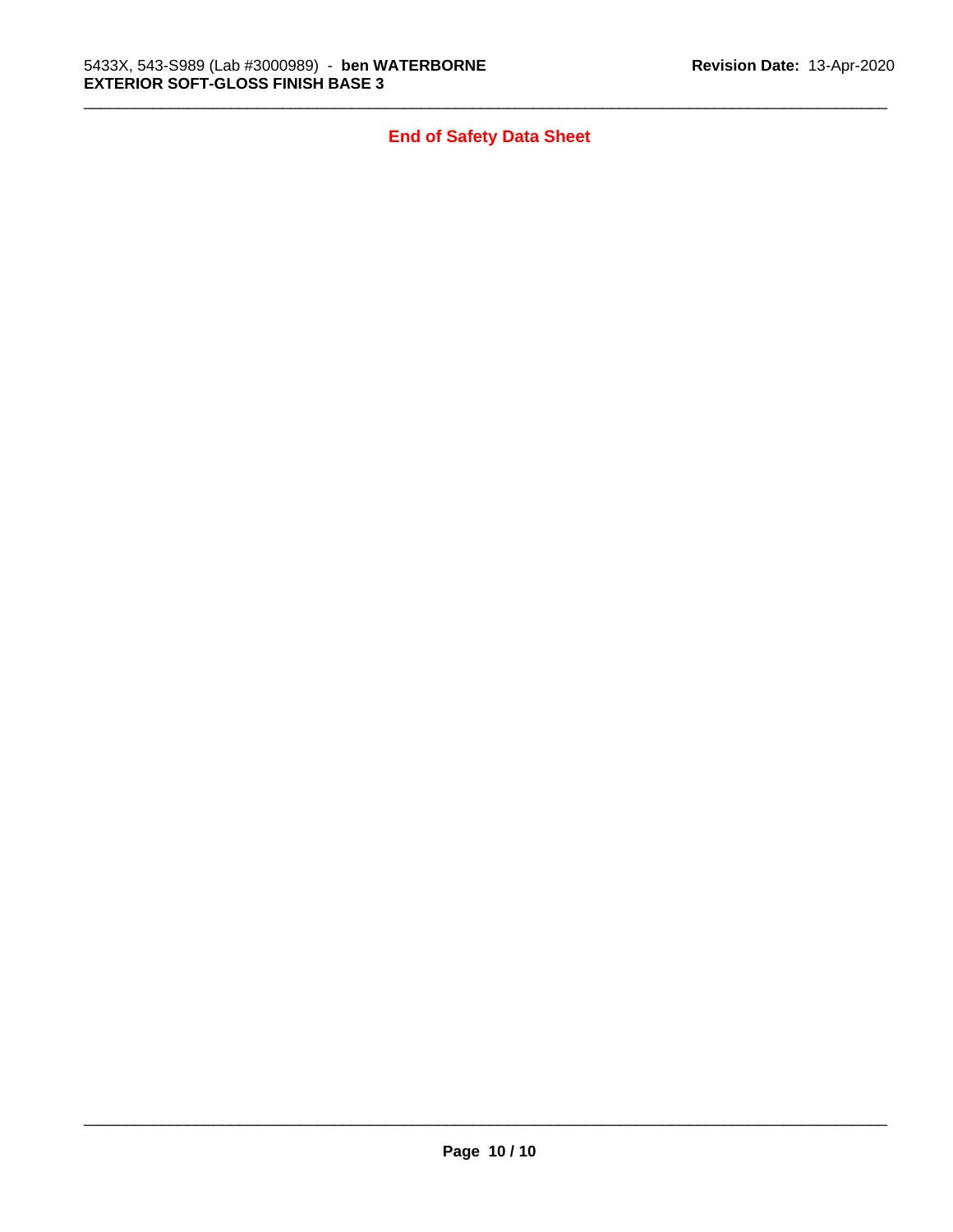**End of Safety Data Sheet**